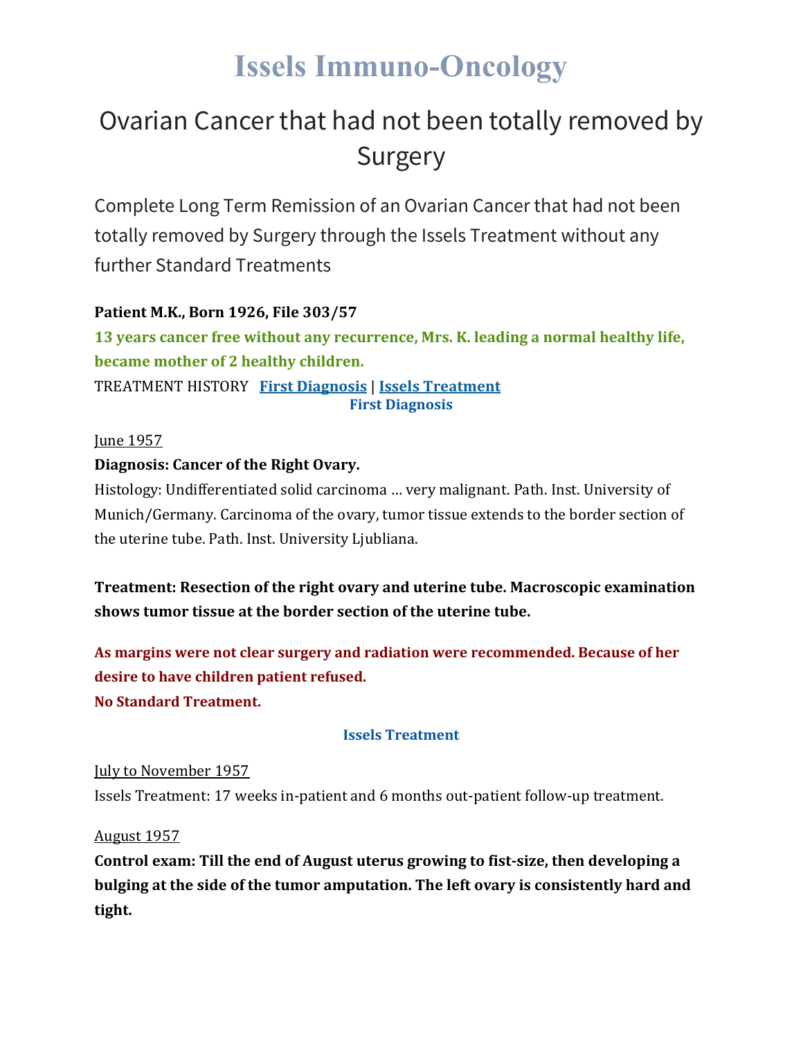# Issels Immuno-Oncology

## Ovarian Cancer that had not been totally removed by Surgery

Complete Long Term Remission of an Ovarian Cancer that had not been totally removed by Surgery through the Issels Treatment without any further Standard Treatments

**Patient M.K., Born 1926, File 303/57**

**13 years cancer free without any recurrence, Mrs. K. leading a normal healthy life, became mother of 2 healthy children.**

TREATMENT HISTORY **First Diagnosis** | **Issels Treatment**

### First Diagnosis

June 1957

**Diagnosis: Cancer of the Right Ovary.**

Histology: Undifferentiated solid carcinoma … very malignant. Path. Inst. University of Munich/Germany. Carcinoma of the ovary, tumor tissue extends to the border section of the uterine tube. Path. Inst. University Ljubliana.

**Treatment: Resection of the right ovary and uterine tube. Macroscopic examination shows tumor tissue at the border section of the uterine tube.**

**As margins were not clear surgery and radiation were recommended. Because of her desire to have children patient refused.**
**No Standard Treatment.**

### Issels Treatment

July to November 1957

Issels Treatment: 17 weeks in-patient and 6 months out-patient follow-up treatment.

August 1957

**Control exam: Till the end of August uterus growing to fist-size, then developing a bulging at the side of the tumor amputation. The left ovary is consistently hard and tight.**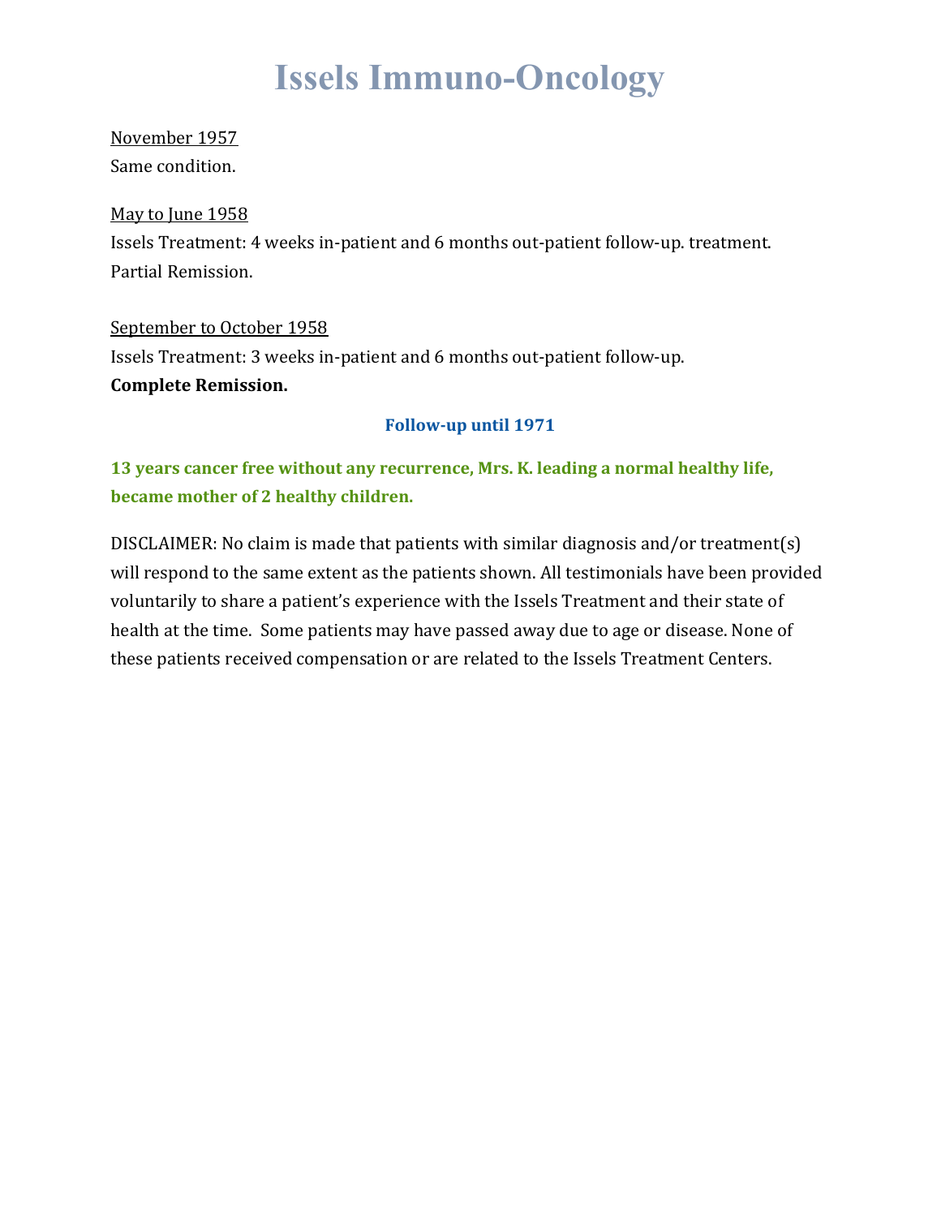# Issels Immuno-Oncology

November 1957
Same condition.

May to June 1958
Issels Treatment: 4 weeks in-patient and 6 months out-patient follow-up. treatment.
Partial Remission.

September to October 1958
Issels Treatment: 3 weeks in-patient and 6 months out-patient follow-up.
**Complete Remission.**

**Follow-up until 1971**

**13 years cancer free without any recurrence, Mrs. K. leading a normal healthy life, became mother of 2 healthy children.**

DISCLAIMER: No claim is made that patients with similar diagnosis and/or treatment(s) will respond to the same extent as the patients shown. All testimonials have been provided voluntarily to share a patient's experience with the Issels Treatment and their state of health at the time. Some patients may have passed away due to age or disease. None of these patients received compensation or are related to the Issels Treatment Centers.